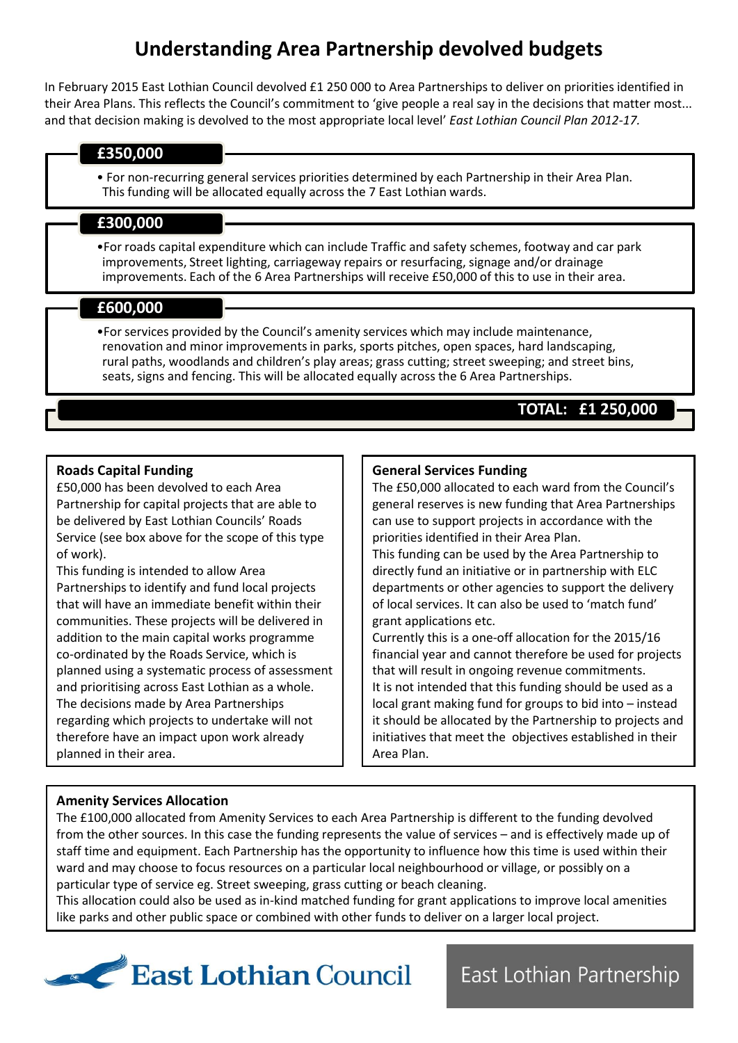# Understanding Area Partnership devolved budgets

In February 2015 East Lothian Council devolved £1 250 000 to Area Partnerships to deliver on priorities identified in their Area Plans. This reflects the Council's commitment to 'give people a real say in the decisions that matter most... and that decision making is devolved to the most appropriate local level' *East Lothian Council Plan 2012-17.*

**£350,000**

- For non-recurring general services priorities determined by each Partnership in their Area Plan. This funding will be allocated equally across the 7 East Lothian wards.

**£300,000**

- For roads capital expenditure which can include Traffic and safety schemes, footway and car park improvements, Street lighting, carriageway repairs or resurfacing, signage and/or drainage improvements. Each of the 6 Area Partnerships will receive £50,000 of this to use in their area.

**£600,000**

- For services provided by the Council's amenity services which may include maintenance, renovation and minor improvements in parks, sports pitches, open spaces, hard landscaping, rural paths, woodlands and children's play areas; grass cutting; street sweeping; and street bins, seats, signs and fencing. This will be allocated equally across the 6 Area Partnerships.

**TOTAL: £1 250,000**

### Roads Capital Funding

£50,000 has been devolved to each Area Partnership for capital projects that are able to be delivered by East Lothian Councils' Roads Service (see box above for the scope of this type of work).

This funding is intended to allow Area Partnerships to identify and fund local projects that will have an immediate benefit within their communities. These projects will be delivered in addition to the main capital works programme co-ordinated by the Roads Service, which is planned using a systematic process of assessment and prioritising across East Lothian as a whole. The decisions made by Area Partnerships regarding which projects to undertake will not therefore have an impact upon work already planned in their area.

### General Services Funding

The £50,000 allocated to each ward from the Council's general reserves is new funding that Area Partnerships can use to support projects in accordance with the priorities identified in their Area Plan.

This funding can be used by the Area Partnership to directly fund an initiative or in partnership with ELC departments or other agencies to support the delivery of local services. It can also be used to 'match fund' grant applications etc.

Currently this is a one-off allocation for the 2015/16 financial year and cannot therefore be used for projects that will result in ongoing revenue commitments.

It is not intended that this funding should be used as a local grant making fund for groups to bid into – instead it should be allocated by the Partnership to projects and initiatives that meet the objectives established in their Area Plan.

### Amenity Services Allocation

The £100,000 allocated from Amenity Services to each Area Partnership is different to the funding devolved from the other sources. In this case the funding represents the value of services – and is effectively made up of staff time and equipment. Each Partnership has the opportunity to influence how this time is used within their ward and may choose to focus resources on a particular local neighbourhood or village, or possibly on a particular type of service eg. Street sweeping, grass cutting or beach cleaning.

This allocation could also be used as in-kind matched funding for grant applications to improve local amenities like parks and other public space or combined with other funds to deliver on a larger local project.

East Lothian Council

East Lothian Partnership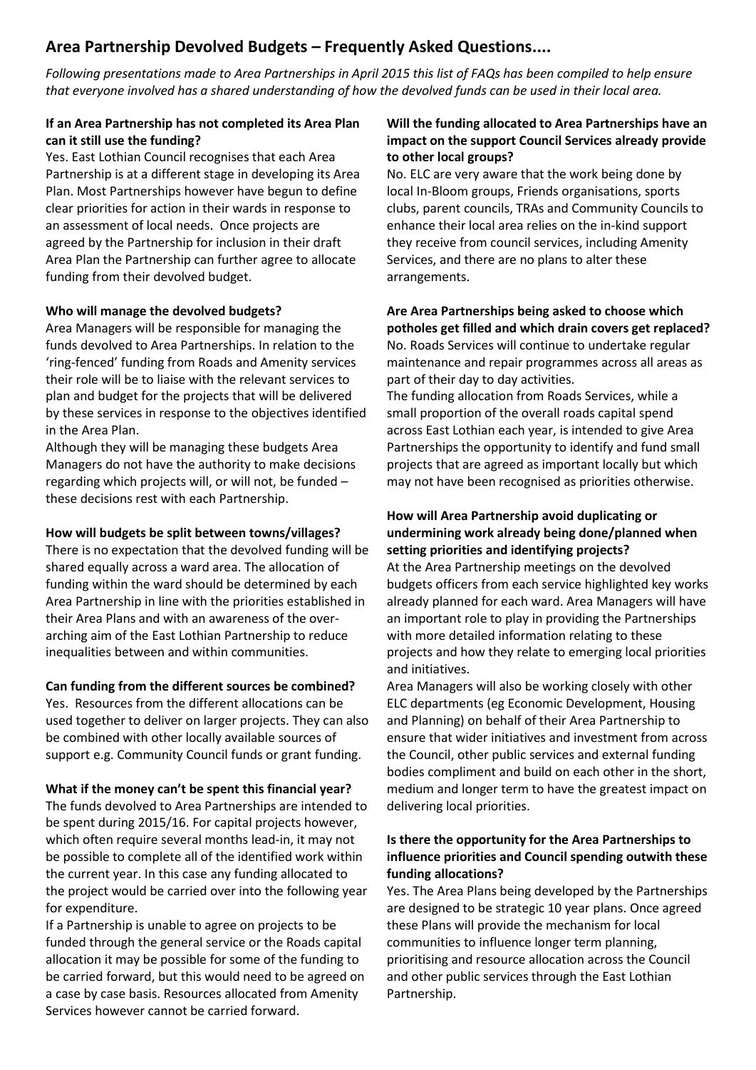## Area Partnership Devolved Budgets – Frequently Asked Questions....

*Following presentations made to Area Partnerships in April 2015 this list of FAQs has been compiled to help ensure that everyone involved has a shared understanding of how the devolved funds can be used in their local area.*

**If an Area Partnership has not completed its Area Plan can it still use the funding?**

Yes. East Lothian Council recognises that each Area Partnership is at a different stage in developing its Area Plan. Most Partnerships however have begun to define clear priorities for action in their wards in response to an assessment of local needs. Once projects are agreed by the Partnership for inclusion in their draft Area Plan the Partnership can further agree to allocate funding from their devolved budget.

**Who will manage the devolved budgets?**

Area Managers will be responsible for managing the funds devolved to Area Partnerships. In relation to the 'ring-fenced' funding from Roads and Amenity services their role will be to liaise with the relevant services to plan and budget for the projects that will be delivered by these services in response to the objectives identified in the Area Plan.

Although they will be managing these budgets Area Managers do not have the authority to make decisions regarding which projects will, or will not, be funded – these decisions rest with each Partnership.

**How will budgets be split between towns/villages?**

There is no expectation that the devolved funding will be shared equally across a ward area. The allocation of funding within the ward should be determined by each Area Partnership in line with the priorities established in their Area Plans and with an awareness of the over-arching aim of the East Lothian Partnership to reduce inequalities between and within communities.

**Can funding from the different sources be combined?**

Yes. Resources from the different allocations can be used together to deliver on larger projects. They can also be combined with other locally available sources of support e.g. Community Council funds or grant funding.

**What if the money can't be spent this financial year?**

The funds devolved to Area Partnerships are intended to be spent during 2015/16. For capital projects however, which often require several months lead-in, it may not be possible to complete all of the identified work within the current year. In this case any funding allocated to the project would be carried over into the following year for expenditure.

If a Partnership is unable to agree on projects to be funded through the general service or the Roads capital allocation it may be possible for some of the funding to be carried forward, but this would need to be agreed on a case by case basis. Resources allocated from Amenity Services however cannot be carried forward.

**Will the funding allocated to Area Partnerships have an impact on the support Council Services already provide to other local groups?**

No. ELC are very aware that the work being done by local In-Bloom groups, Friends organisations, sports clubs, parent councils, TRAs and Community Councils to enhance their local area relies on the in-kind support they receive from council services, including Amenity Services, and there are no plans to alter these arrangements.

**Are Area Partnerships being asked to choose which potholes get filled and which drain covers get replaced?**

No. Roads Services will continue to undertake regular maintenance and repair programmes across all areas as part of their day to day activities.

The funding allocation from Roads Services, while a small proportion of the overall roads capital spend across East Lothian each year, is intended to give Area Partnerships the opportunity to identify and fund small projects that are agreed as important locally but which may not have been recognised as priorities otherwise.

**How will Area Partnership avoid duplicating or undermining work already being done/planned when setting priorities and identifying projects?**

At the Area Partnership meetings on the devolved budgets officers from each service highlighted key works already planned for each ward. Area Managers will have an important role to play in providing the Partnerships with more detailed information relating to these projects and how they relate to emerging local priorities and initiatives.

Area Managers will also be working closely with other ELC departments (eg Economic Development, Housing and Planning) on behalf of their Area Partnership to ensure that wider initiatives and investment from across the Council, other public services and external funding bodies compliment and build on each other in the short, medium and longer term to have the greatest impact on delivering local priorities.

**Is there the opportunity for the Area Partnerships to influence priorities and Council spending outwith these funding allocations?**

Yes. The Area Plans being developed by the Partnerships are designed to be strategic 10 year plans. Once agreed these Plans will provide the mechanism for local communities to influence longer term planning, prioritising and resource allocation across the Council and other public services through the East Lothian Partnership.